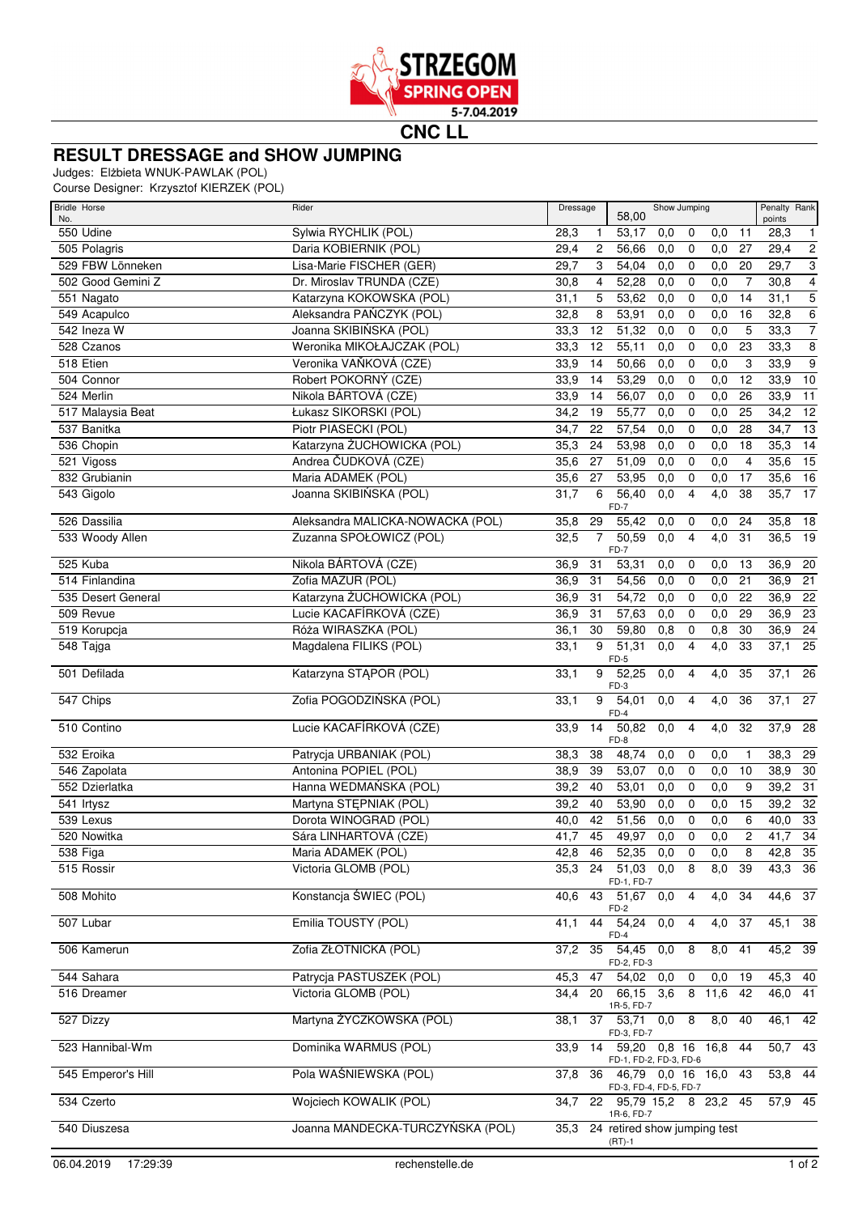STRZEGOM SPRING OPEN 5-7.04.2019

## CNC LL

# RESULT DRESSAGE and SHOW JUMPING

Judges: Elżbieta WNUK-PAWLAK (POL)
Course Designer: Krzysztof KIERZEK (POL)

| Bridle No. | Horse | Rider | Dressage | | Show Jumping 58,00 | | | | | Penalty points | Rank |
|---|---|---|---|---|---|---|---|---|---|---|---|
| 550 | Udine | Sylwia RYCHLIK (POL) | 28,3 | 1 | 53,17 | 0,0 | 0 | 0,0 | 11 | 28,3 | 1 |
| 505 | Polagris | Daria KOBIERNIK (POL) | 29,4 | 2 | 56,66 | 0,0 | 0 | 0,0 | 27 | 29,4 | 2 |
| 529 | FBW Lönneken | Lisa-Marie FISCHER (GER) | 29,7 | 3 | 54,04 | 0,0 | 0 | 0,0 | 20 | 29,7 | 3 |
| 502 | Good Gemini Z | Dr. Miroslav TRUNDA (CZE) | 30,8 | 4 | 52,28 | 0,0 | 0 | 0,0 | 7 | 30,8 | 4 |
| 551 | Nagato | Katarzyna KOKOWSKA (POL) | 31,1 | 5 | 53,62 | 0,0 | 0 | 0,0 | 14 | 31,1 | 5 |
| 549 | Acapulco | Aleksandra PAŃCZYK (POL) | 32,8 | 8 | 53,91 | 0,0 | 0 | 0,0 | 16 | 32,8 | 6 |
| 542 | Ineza W | Joanna SKIBIŃSKA (POL) | 33,3 | 12 | 51,32 | 0,0 | 0 | 0,0 | 5 | 33,3 | 7 |
| 528 | Czanos | Weronika MIKOŁAJCZAK (POL) | 33,3 | 12 | 55,11 | 0,0 | 0 | 0,0 | 23 | 33,3 | 8 |
| 518 | Etien | Veronika VAŇKOVÁ (CZE) | 33,9 | 14 | 50,66 | 0,0 | 0 | 0,0 | 3 | 33,9 | 9 |
| 504 | Connor | Robert POKORNÝ (CZE) | 33,9 | 14 | 53,29 | 0,0 | 0 | 0,0 | 12 | 33,9 | 10 |
| 524 | Merlin | Nikola BÁRTOVÁ (CZE) | 33,9 | 14 | 56,07 | 0,0 | 0 | 0,0 | 26 | 33,9 | 11 |
| 517 | Malaysia Beat | Łukasz SIKORSKI (POL) | 34,2 | 19 | 55,77 | 0,0 | 0 | 0,0 | 25 | 34,2 | 12 |
| 537 | Banitka | Piotr PIASECKI (POL) | 34,7 | 22 | 57,54 | 0,0 | 0 | 0,0 | 28 | 34,7 | 13 |
| 536 | Chopin | Katarzyna ŻUCHOWICKA (POL) | 35,3 | 24 | 53,98 | 0,0 | 0 | 0,0 | 18 | 35,3 | 14 |
| 521 | Vigoss | Andrea ČUDKOVÁ (CZE) | 35,6 | 27 | 51,09 | 0,0 | 0 | 0,0 | 4 | 35,6 | 15 |
| 832 | Grubianin | Maria ADAMEK (POL) | 35,6 | 27 | 53,95 | 0,0 | 0 | 0,0 | 17 | 35,6 | 16 |
| 543 | Gigolo | Joanna SKIBIŃSKA (POL) | 31,7 | 6 | 56,40 FD-7 | 0,0 | 4 | 4,0 | 38 | 35,7 | 17 |
| 526 | Dassilia | Aleksandra MALICKA-NOWACKA (POL) | 35,8 | 29 | 55,42 | 0,0 | 0 | 0,0 | 24 | 35,8 | 18 |
| 533 | Woody Allen | Zuzanna SPOŁOWICZ (POL) | 32,5 | 7 | 50,59 FD-7 | 0,0 | 4 | 4,0 | 31 | 36,5 | 19 |
| 525 | Kuba | Nikola BÁRTOVÁ (CZE) | 36,9 | 31 | 53,31 | 0,0 | 0 | 0,0 | 13 | 36,9 | 20 |
| 514 | Finlandina | Zofia MAZUR (POL) | 36,9 | 31 | 54,56 | 0,0 | 0 | 0,0 | 21 | 36,9 | 21 |
| 535 | Desert General | Katarzyna ŻUCHOWICKA (POL) | 36,9 | 31 | 54,72 | 0,0 | 0 | 0,0 | 22 | 36,9 | 22 |
| 509 | Revue | Lucie KACAFÍRKOVÁ (CZE) | 36,9 | 31 | 57,63 | 0,0 | 0 | 0,0 | 29 | 36,9 | 23 |
| 519 | Korupcja | Róża WIRASZKA (POL) | 36,1 | 30 | 59,80 | 0,8 | 0 | 0,8 | 30 | 36,9 | 24 |
| 548 | Tajga | Magdalena FILIKS (POL) | 33,1 | 9 | 51,31 FD-5 | 0,0 | 4 | 4,0 | 33 | 37,1 | 25 |
| 501 | Defilada | Katarzyna STĄPOR (POL) | 33,1 | 9 | 52,25 FD-3 | 0,0 | 4 | 4,0 | 35 | 37,1 | 26 |
| 547 | Chips | Zofia POGODZIŃSKA (POL) | 33,1 | 9 | 54,01 FD-4 | 0,0 | 4 | 4,0 | 36 | 37,1 | 27 |
| 510 | Contino | Lucie KACAFÍRKOVÁ (CZE) | 33,9 | 14 | 50,82 FD-8 | 0,0 | 4 | 4,0 | 32 | 37,9 | 28 |
| 532 | Eroika | Patrycja URBANIAK (POL) | 38,3 | 38 | 48,74 | 0,0 | 0 | 0,0 | 1 | 38,3 | 29 |
| 546 | Zapolata | Antonina POPIEL (POL) | 38,9 | 39 | 53,07 | 0,0 | 0 | 0,0 | 10 | 38,9 | 30 |
| 552 | Dzierlatka | Hanna WEDMAŃSKA (POL) | 39,2 | 40 | 53,01 | 0,0 | 0 | 0,0 | 9 | 39,2 | 31 |
| 541 | Irtysz | Martyna STĘPNIAK (POL) | 39,2 | 40 | 53,90 | 0,0 | 0 | 0,0 | 15 | 39,2 | 32 |
| 539 | Lexus | Dorota WINOGRAD (POL) | 40,0 | 42 | 51,56 | 0,0 | 0 | 0,0 | 6 | 40,0 | 33 |
| 520 | Nowitka | Sára LINHARTOVÁ (CZE) | 41,7 | 45 | 49,97 | 0,0 | 0 | 0,0 | 2 | 41,7 | 34 |
| 538 | Figa | Maria ADAMEK (POL) | 42,8 | 46 | 52,35 | 0,0 | 0 | 0,0 | 8 | 42,8 | 35 |
| 515 | Rossir | Victoria GLOMB (POL) | 35,3 | 24 | 51,03 FD-1, FD-7 | 0,0 | 8 | 8,0 | 39 | 43,3 | 36 |
| 508 | Mohito | Konstancja ŚWIEC (POL) | 40,6 | 43 | 51,67 FD-2 | 0,0 | 4 | 4,0 | 34 | 44,6 | 37 |
| 507 | Lubar | Emilia TOUSTY (POL) | 41,1 | 44 | 54,24 FD-4 | 0,0 | 4 | 4,0 | 37 | 45,1 | 38 |
| 506 | Kamerun | Zofia ZŁOTNICKA (POL) | 37,2 | 35 | 54,45 FD-2, FD-3 | 0,0 | 8 | 8,0 | 41 | 45,2 | 39 |
| 544 | Sahara | Patrycja PASTUSZEK (POL) | 45,3 | 47 | 54,02 | 0,0 | 0 | 0,0 | 19 | 45,3 | 40 |
| 516 | Dreamer | Victoria GLOMB (POL) | 34,4 | 20 | 66,15 1R-5, FD-7 | 3,6 | 8 | 11,6 | 42 | 46,0 | 41 |
| 527 | Dizzy | Martyna ŻYCZKOWSKA (POL) | 38,1 | 37 | 53,71 FD-3, FD-7 | 0,0 | 8 | 8,0 | 40 | 46,1 | 42 |
| 523 | Hannibal-Wm | Dominika WARMUS (POL) | 33,9 | 14 | 59,20 FD-1, FD-2, FD-3, FD-6 | 0,8 | 16 | 16,8 | 44 | 50,7 | 43 |
| 545 | Emperor's Hill | Pola WAŚNIEWSKA (POL) | 37,8 | 36 | 46,79 FD-3, FD-4, FD-5, FD-7 | 0,0 | 16 | 16,0 | 43 | 53,8 | 44 |
| 534 | Czerto | Wojciech KOWALIK (POL) | 34,7 | 22 | 95,79 1R-6, FD-7 | 15,2 | 8 | 23,2 | 45 | 57,9 | 45 |
| 540 | Diuszesa | Joanna MANDECKA-TURCZYŃSKA (POL) | 35,3 | 24 | retired show jumping test (RT)-1 | | | | | | |

06.04.2019 17:29:39 rechenstelle.de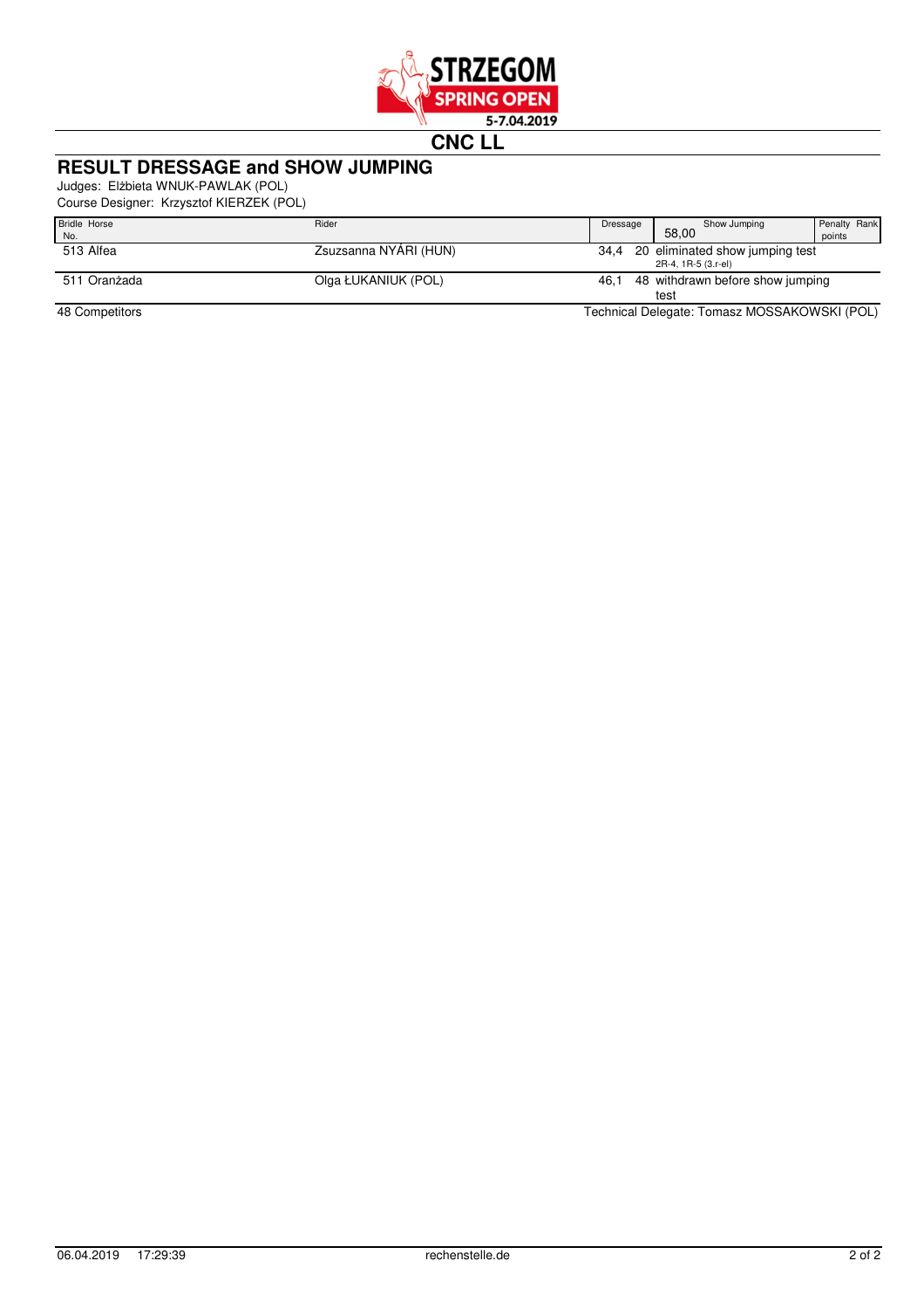STRZEGOM SPRING OPEN 5-7.04.2019

## CNC LL

# RESULT DRESSAGE and SHOW JUMPING

Judges: Elżbieta WNUK-PAWLAK (POL)
Course Designer: Krzysztof KIERZEK (POL)

| Bridle No. | Horse | Rider | Dressage | | Show Jumping 58,00 | Penalty points | Rank |
|---|---|---|---|---|---|---|---|
| 513 | Alfea | Zsuzsanna NYÁRI (HUN) | 34,4 | 20 | eliminated show jumping test 2R-4, 1R-5 (3.r-el) | | |
| 511 | Oranżada | Olga ŁUKANIUK (POL) | 46,1 | 48 | withdrawn before show jumping test | | |

48 Competitors

Technical Delegate: Tomasz MOSSAKOWSKI (POL)

06.04.2019 17:29:39 rechenstelle.de